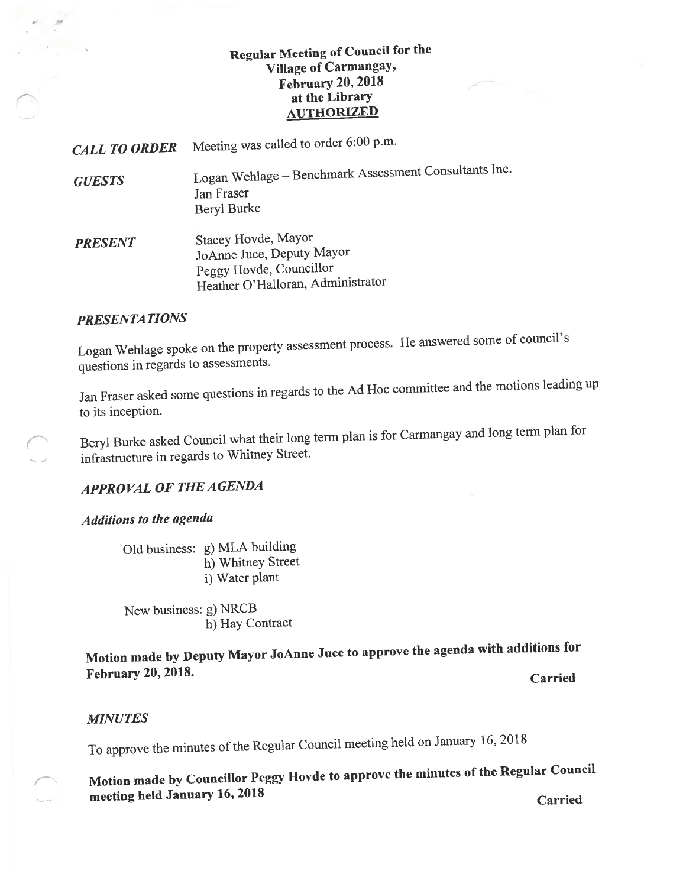# Regular Meeting of Council for the Village of Carmangay, February 20, 2018 at the Library

**AUTHORIZED**

| | |
|---|---|
| ***CALL TO ORDER*** | Meeting was called to order 6:00 p.m. |
| ***GUESTS*** | Logan Wehlage – Benchmark Assessment Consultants Inc.<br>Jan Fraser<br>Beryl Burke |
| ***PRESENT*** | Stacey Hovde, Mayor<br>JoAnne Juce, Deputy Mayor<br>Peggy Hovde, Councillor<br>Heather O'Halloran, Administrator |

## *PRESENTATIONS*

Logan Wehlage spoke on the property assessment process. He answered some of council's questions in regards to assessments.

Jan Fraser asked some questions in regards to the Ad Hoc committee and the motions leading up to its inception.

Beryl Burke asked Council what their long term plan is for Carmangay and long term plan for infrastructure in regards to Whitney Street.

## *APPROVAL OF THE AGENDA*

### *Additions to the agenda*

Old business: g) MLA building
h) Whitney Street
i) Water plant

New business: g) NRCB
h) Hay Contract

**Motion made by Deputy Mayor JoAnne Juce to approve the agenda with additions for February 20, 2018.** **Carried**

## *MINUTES*

To approve the minutes of the Regular Council meeting held on January 16, 2018

**Motion made by Councillor Peggy Hovde to approve the minutes of the Regular Council meeting held January 16, 2018** **Carried**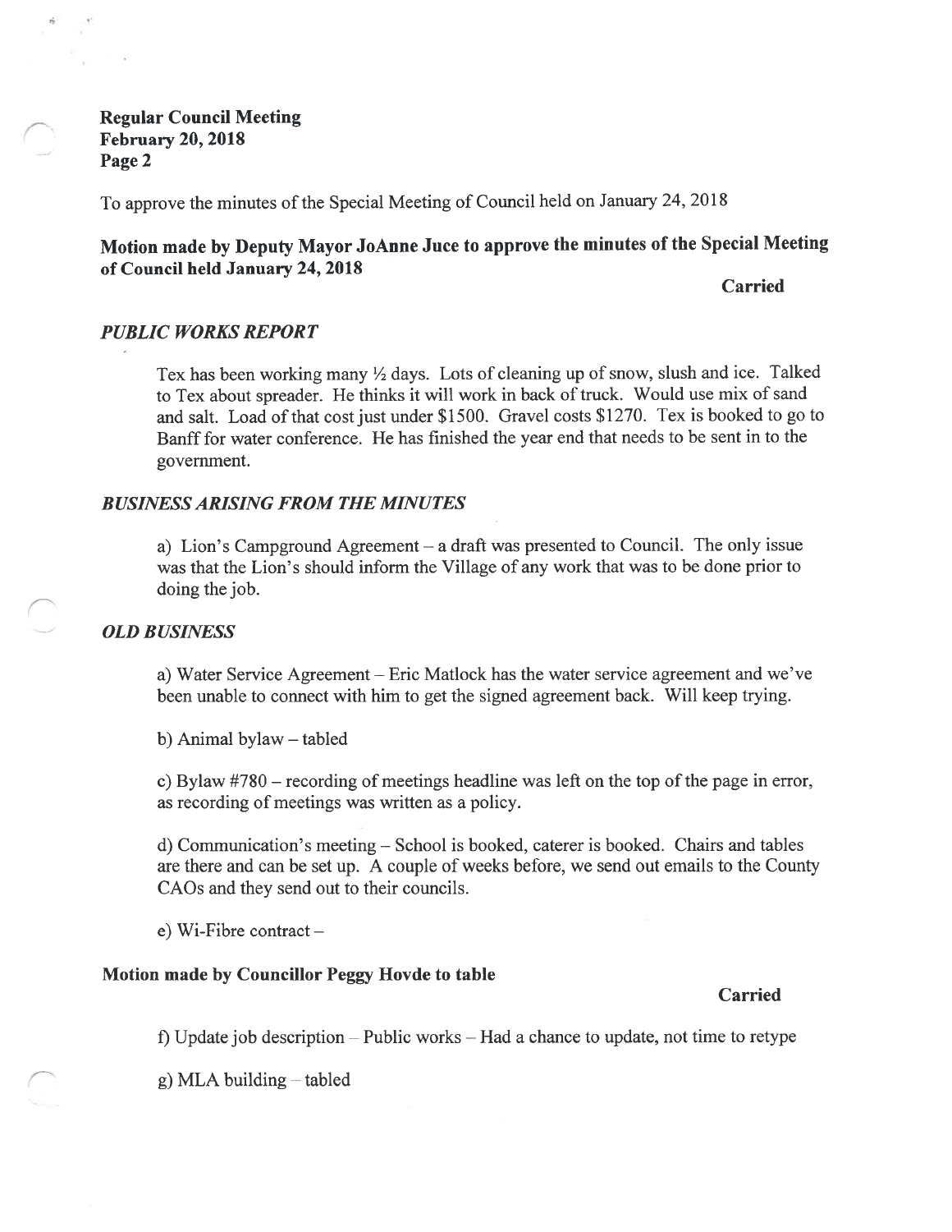To approve the minutes of the Special Meeting of Council held on January 24, 2018

**Motion made by Deputy Mayor JoAnne Juce to approve the minutes of the Special Meeting of Council held January 24, 2018**

**Carried**

### *PUBLIC WORKS REPORT*

Tex has been working many ½ days. Lots of cleaning up of snow, slush and ice. Talked to Tex about spreader. He thinks it will work in back of truck. Would use mix of sand and salt. Load of that cost just under $1500. Gravel costs $1270. Tex is booked to go to Banff for water conference. He has finished the year end that needs to be sent in to the government.

### *BUSINESS ARISING FROM THE MINUTES*

a) Lion's Campground Agreement – a draft was presented to Council. The only issue was that the Lion's should inform the Village of any work that was to be done prior to doing the job.

### *OLD BUSINESS*

a) Water Service Agreement – Eric Matlock has the water service agreement and we've been unable to connect with him to get the signed agreement back. Will keep trying.

b) Animal bylaw – tabled

c) Bylaw #780 – recording of meetings headline was left on the top of the page in error, as recording of meetings was written as a policy.

d) Communication's meeting – School is booked, caterer is booked. Chairs and tables are there and can be set up. A couple of weeks before, we send out emails to the County CAOs and they send out to their councils.

e) Wi-Fibre contract –

**Motion made by Councillor Peggy Hovde to table**

**Carried**

f) Update job description – Public works – Had a chance to update, not time to retype

g) MLA building – tabled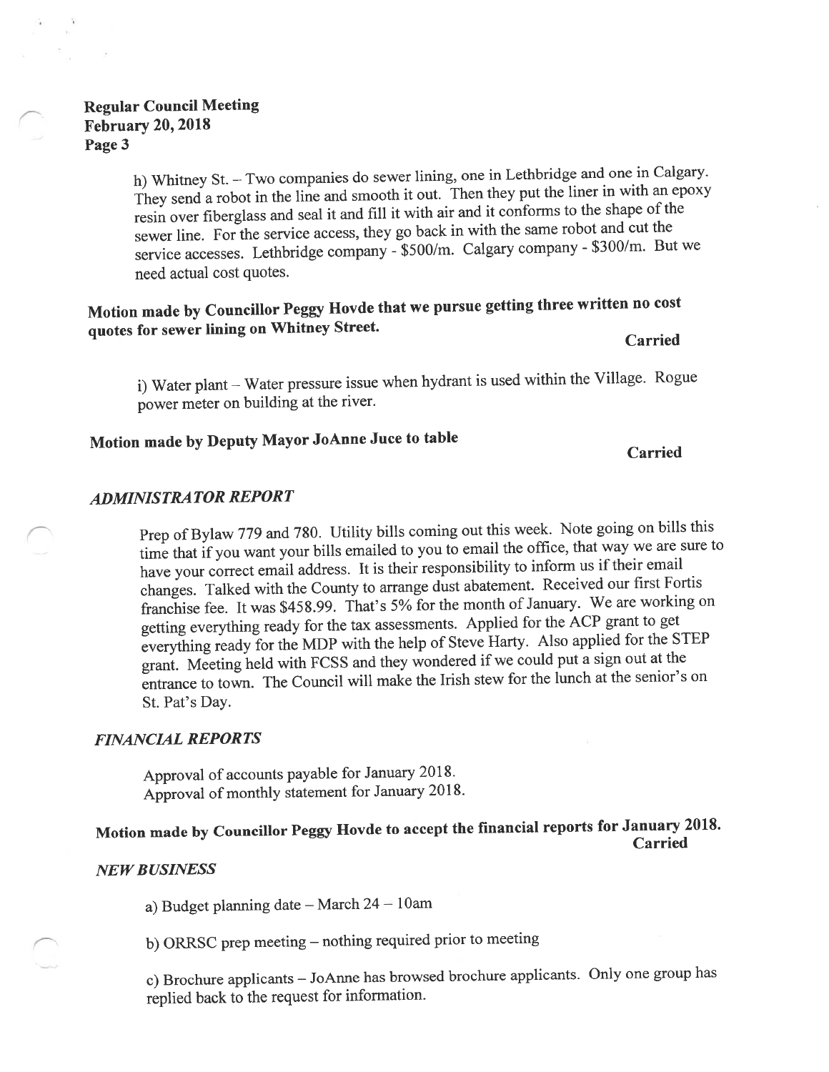**Regular Council Meeting**
**February 20, 2018**
**Page 3**

h) Whitney St. – Two companies do sewer lining, one in Lethbridge and one in Calgary. They send a robot in the line and smooth it out. Then they put the liner in with an epoxy resin over fiberglass and seal it and fill it with air and it conforms to the shape of the sewer line. For the service access, they go back in with the same robot and cut the service accesses. Lethbridge company - $500/m. Calgary company - $300/m. But we need actual cost quotes.

**Motion made by Councillor Peggy Hovde that we pursue getting three written no cost quotes for sewer lining on Whitney Street.** **Carried**

i) Water plant – Water pressure issue when hydrant is used within the Village. Rogue power meter on building at the river.

**Motion made by Deputy Mayor JoAnne Juce to table** **Carried**

## *ADMINISTRATOR REPORT*

Prep of Bylaw 779 and 780. Utility bills coming out this week. Note going on bills this time that if you want your bills emailed to you to email the office, that way we are sure to have your correct email address. It is their responsibility to inform us if their email changes. Talked with the County to arrange dust abatement. Received our first Fortis franchise fee. It was $458.99. That's 5% for the month of January. We are working on getting everything ready for the tax assessments. Applied for the ACP grant to get everything ready for the MDP with the help of Steve Harty. Also applied for the STEP grant. Meeting held with FCSS and they wondered if we could put a sign out at the entrance to town. The Council will make the Irish stew for the lunch at the senior's on St. Pat's Day.

## *FINANCIAL REPORTS*

Approval of accounts payable for January 2018.
Approval of monthly statement for January 2018.

**Motion made by Councillor Peggy Hovde to accept the financial reports for January 2018.** **Carried**

## *NEW BUSINESS*

a) Budget planning date – March 24 – 10am

b) ORRSC prep meeting – nothing required prior to meeting

c) Brochure applicants – JoAnne has browsed brochure applicants. Only one group has replied back to the request for information.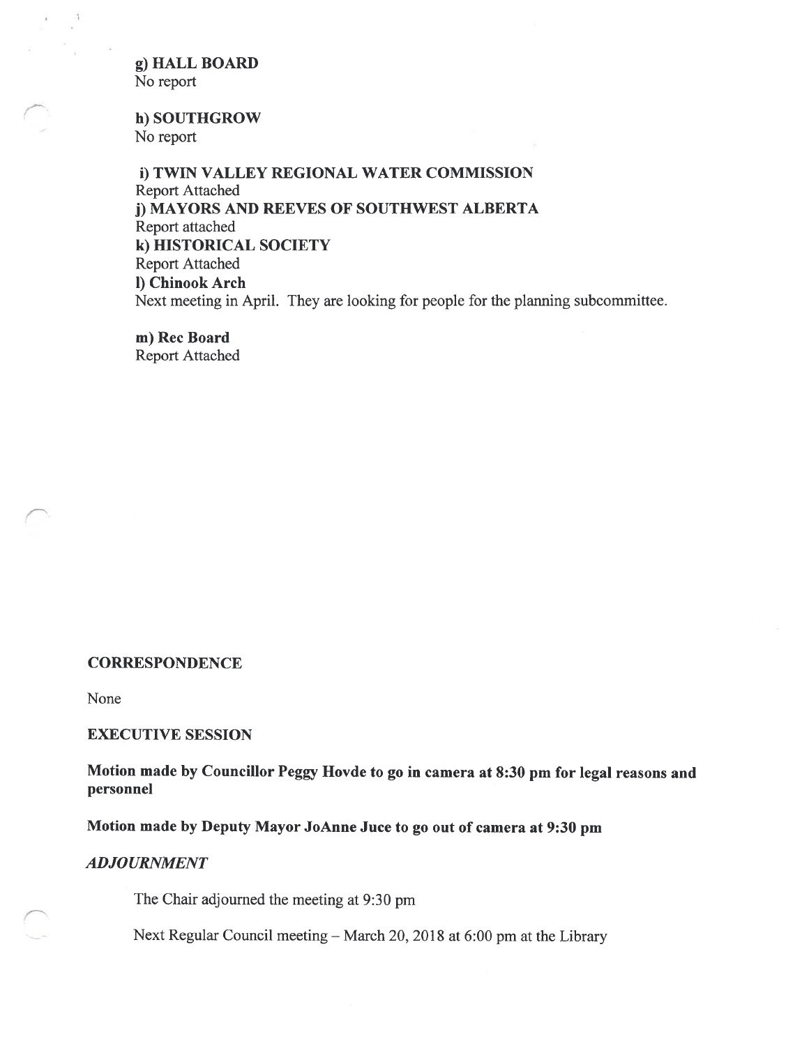**g) HALL BOARD**
No report

**h) SOUTHGROW**
No report

**i) TWIN VALLEY REGIONAL WATER COMMISSION**
Report Attached

**j) MAYORS AND REEVES OF SOUTHWEST ALBERTA**
Report attached

**k) HISTORICAL SOCIETY**
Report Attached

**l) Chinook Arch**
Next meeting in April. They are looking for people for the planning subcommittee.

**m) Rec Board**
Report Attached

**CORRESPONDENCE**

None

**EXECUTIVE SESSION**

**Motion made by Councillor Peggy Hovde to go in camera at 8:30 pm for legal reasons and personnel**

**Motion made by Deputy Mayor JoAnne Juce to go out of camera at 9:30 pm**

***ADJOURNMENT***

The Chair adjourned the meeting at 9:30 pm

Next Regular Council meeting – March 20, 2018 at 6:00 pm at the Library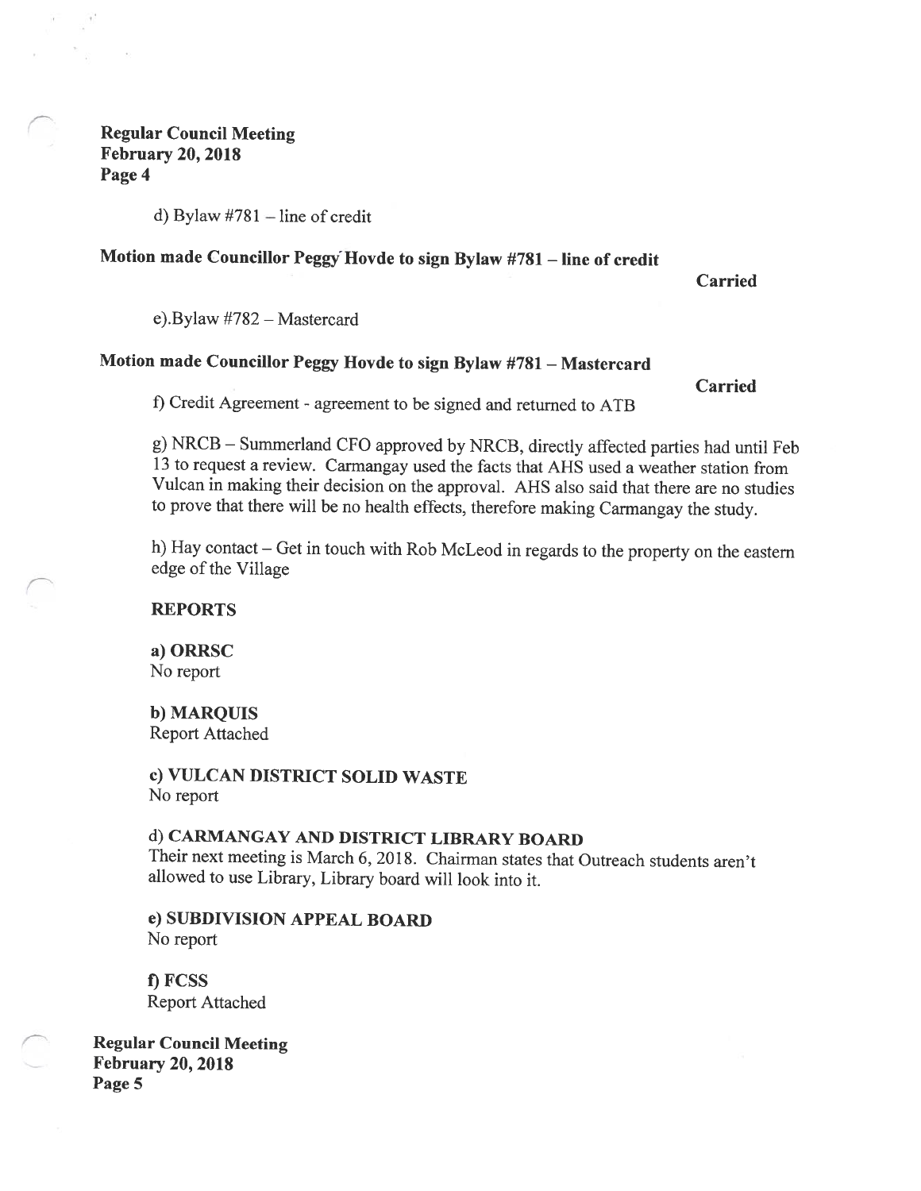d) Bylaw #781 – line of credit

**Motion made Councillor Peggy Hovde to sign Bylaw #781 – line of credit**

**Carried**

e).Bylaw #782 – Mastercard

**Motion made Councillor Peggy Hovde to sign Bylaw #781 – Mastercard**

**Carried**

f) Credit Agreement - agreement to be signed and returned to ATB

g) NRCB – Summerland CFO approved by NRCB, directly affected parties had until Feb 13 to request a review. Carmangay used the facts that AHS used a weather station from Vulcan in making their decision on the approval. AHS also said that there are no studies to prove that there will be no health effects, therefore making Carmangay the study.

h) Hay contact – Get in touch with Rob McLeod in regards to the property on the eastern edge of the Village

**REPORTS**

**a) ORRSC**
No report

**b) MARQUIS**
Report Attached

**c) VULCAN DISTRICT SOLID WASTE**
No report

**d) CARMANGAY AND DISTRICT LIBRARY BOARD**
Their next meeting is March 6, 2018. Chairman states that Outreach students aren't allowed to use Library, Library board will look into it.

**e) SUBDIVISION APPEAL BOARD**
No report

**f) FCSS**
Report Attached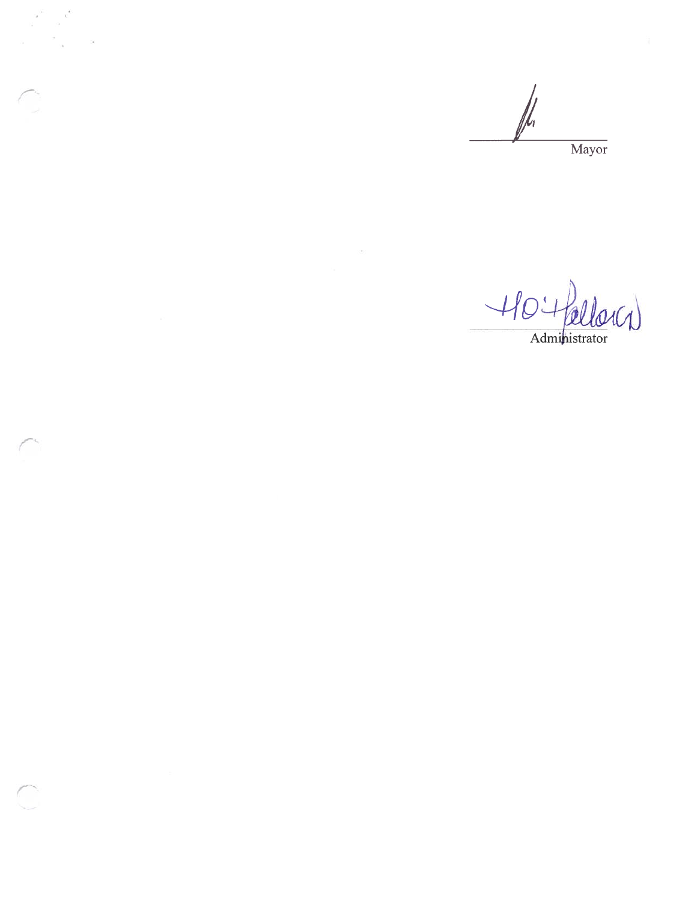Mayor

Administrator